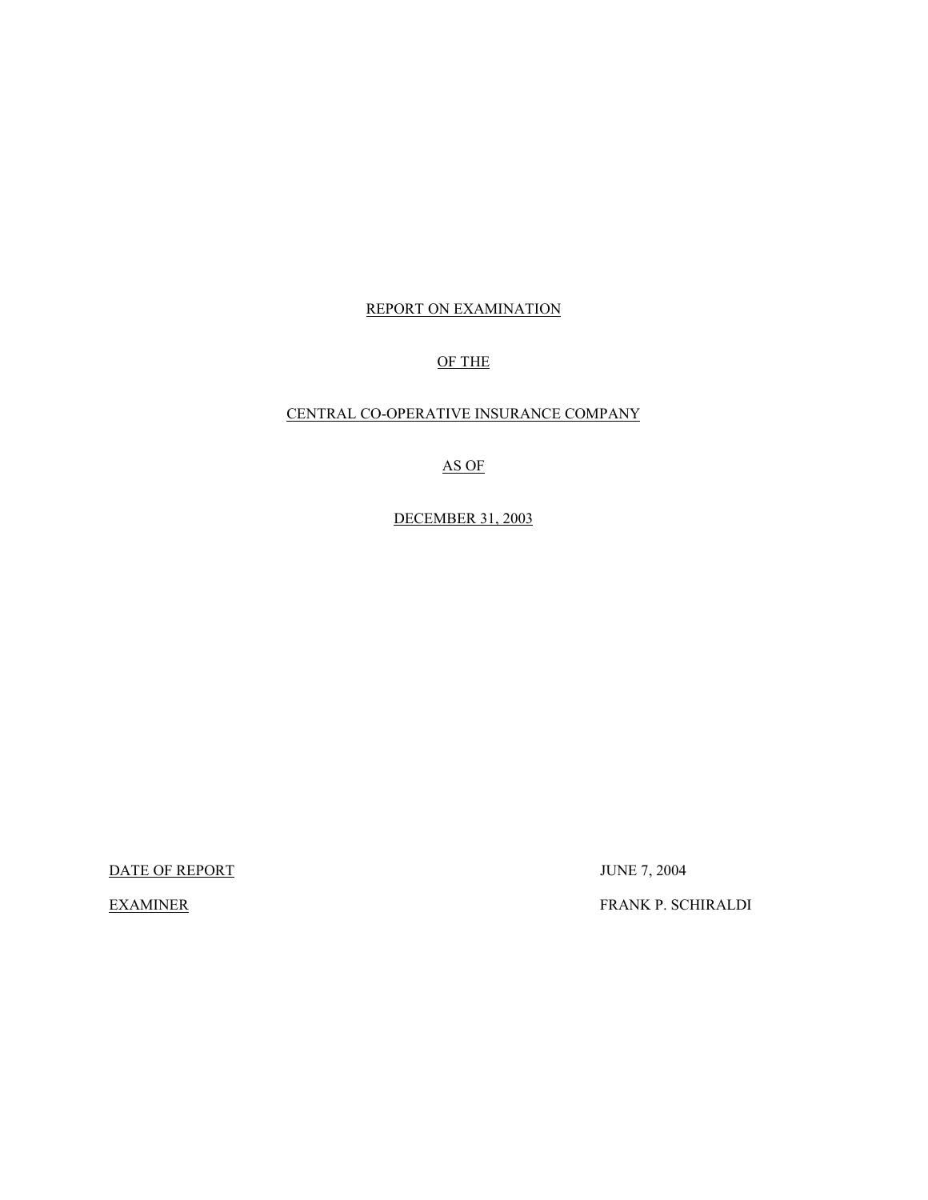REPORT ON EXAMINATION

OF THE

CENTRAL CO-OPERATIVE INSURANCE COMPANY

AS OF

DECEMBER 31, 2003

DATE OF REPORT JUNE 7, 2004

EXAMINER FRANK P. SCHIRALDI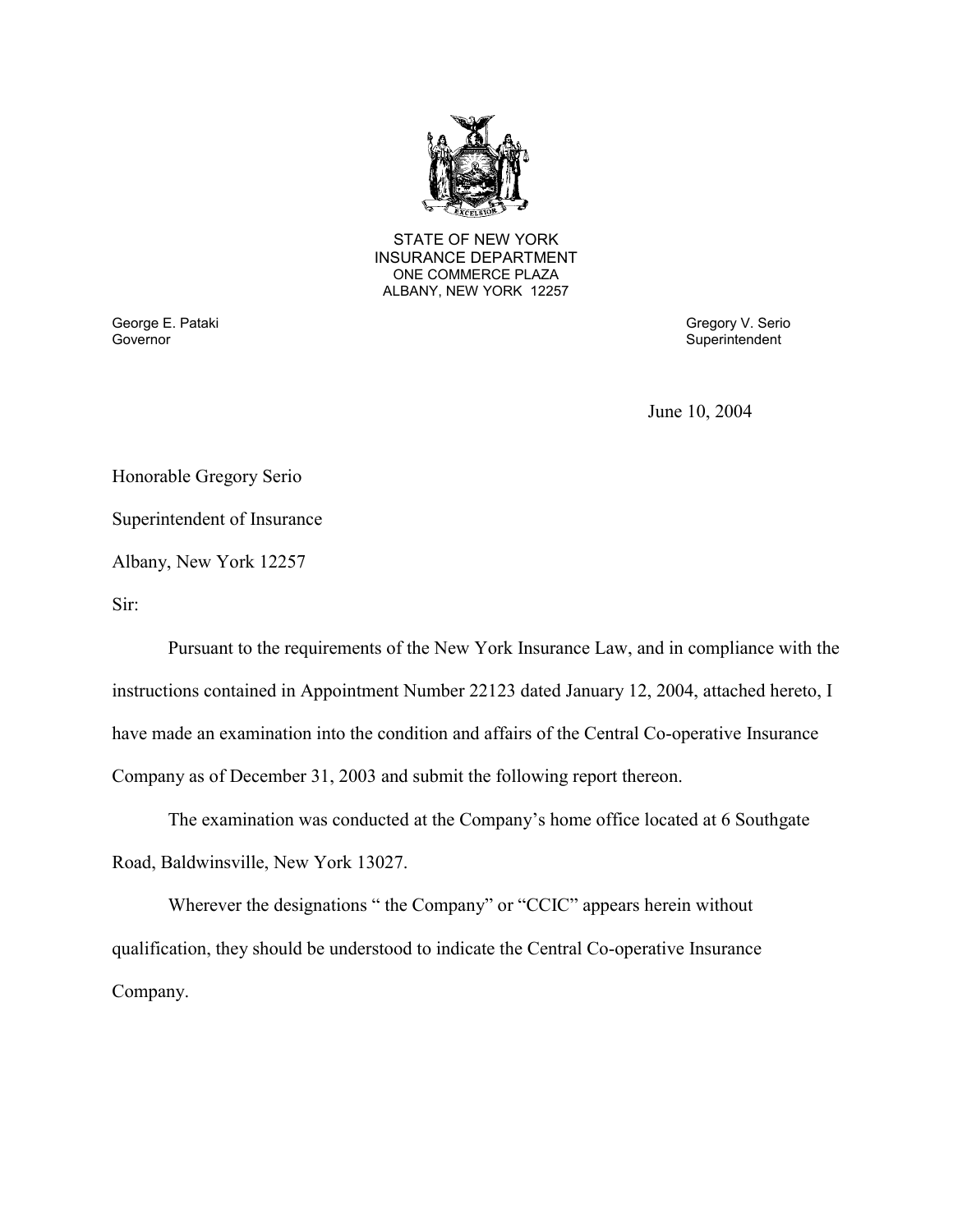STATE OF NEW YORK
INSURANCE DEPARTMENT
ONE COMMERCE PLAZA
ALBANY, NEW YORK 12257

George E. Pataki
Governor

Gregory V. Serio
Superintendent

June 10, 2004

Honorable Gregory Serio

Superintendent of Insurance

Albany, New York 12257

Sir:

Pursuant to the requirements of the New York Insurance Law, and in compliance with the instructions contained in Appointment Number 22123 dated January 12, 2004, attached hereto, I have made an examination into the condition and affairs of the Central Co-operative Insurance Company as of December 31, 2003 and submit the following report thereon.

The examination was conducted at the Company's home office located at 6 Southgate Road, Baldwinsville, New York 13027.

Wherever the designations " the Company" or "CCIC" appears herein without qualification, they should be understood to indicate the Central Co-operative Insurance Company.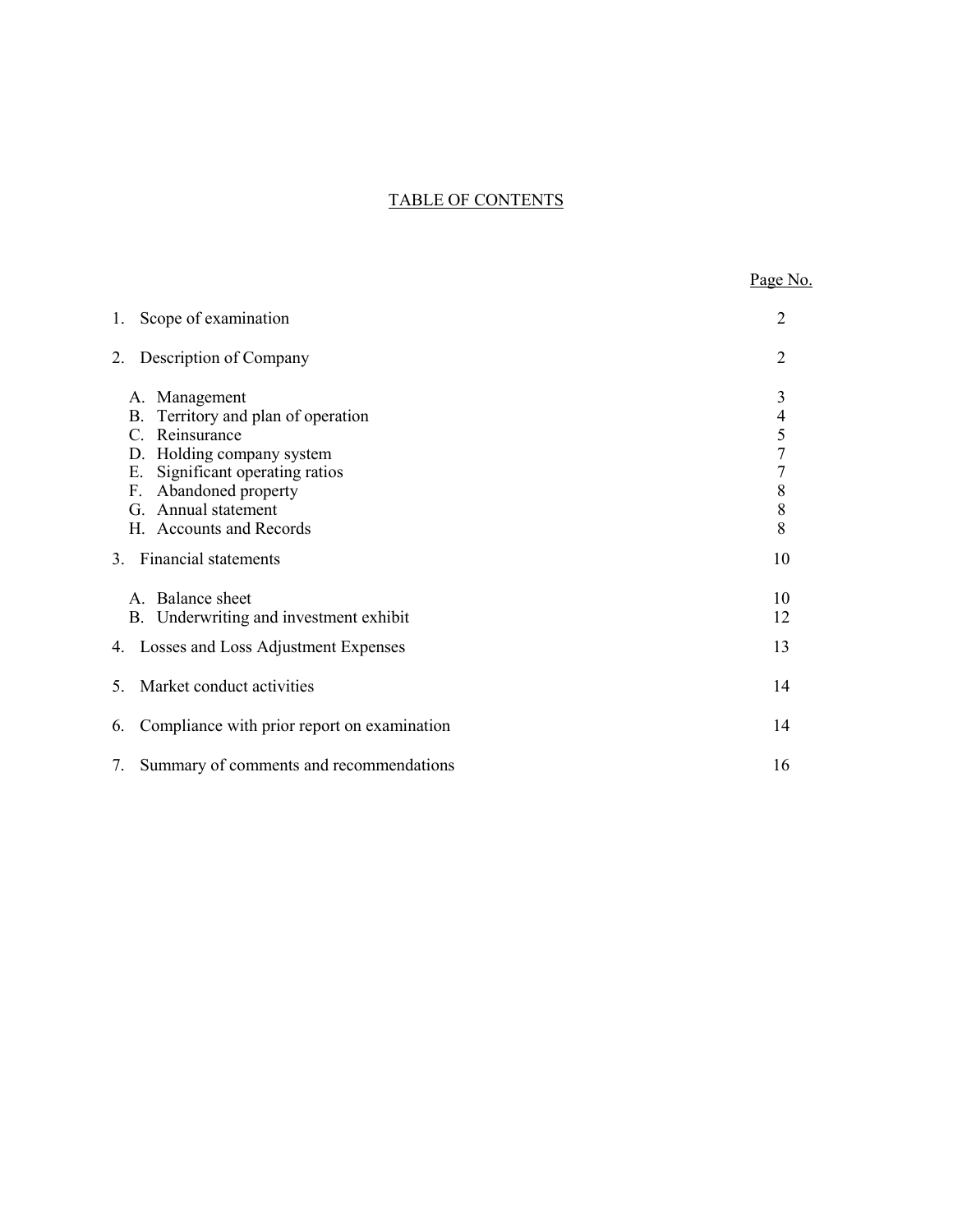# TABLE OF CONTENTS

| | Page No. |
|---|---|
| 1. Scope of examination | 2 |
| 2. Description of Company | 2 |
| A. Management | 3 |
| B. Territory and plan of operation | 4 |
| C. Reinsurance | 5 |
| D. Holding company system | 7 |
| E. Significant operating ratios | 7 |
| F. Abandoned property | 8 |
| G. Annual statement | 8 |
| H. Accounts and Records | 8 |
| 3. Financial statements | 10 |
| A. Balance sheet | 10 |
| B. Underwriting and investment exhibit | 12 |
| 4. Losses and Loss Adjustment Expenses | 13 |
| 5. Market conduct activities | 14 |
| 6. Compliance with prior report on examination | 14 |
| 7. Summary of comments and recommendations | 16 |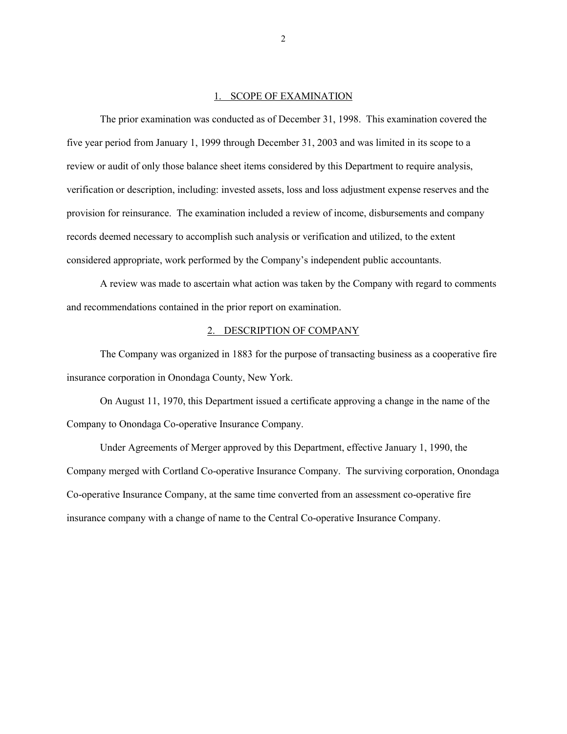## 1. SCOPE OF EXAMINATION

The prior examination was conducted as of December 31, 1998. This examination covered the five year period from January 1, 1999 through December 31, 2003 and was limited in its scope to a review or audit of only those balance sheet items considered by this Department to require analysis, verification or description, including: invested assets, loss and loss adjustment expense reserves and the provision for reinsurance. The examination included a review of income, disbursements and company records deemed necessary to accomplish such analysis or verification and utilized, to the extent considered appropriate, work performed by the Company's independent public accountants.

A review was made to ascertain what action was taken by the Company with regard to comments and recommendations contained in the prior report on examination.

## 2. DESCRIPTION OF COMPANY

The Company was organized in 1883 for the purpose of transacting business as a cooperative fire insurance corporation in Onondaga County, New York.

On August 11, 1970, this Department issued a certificate approving a change in the name of the Company to Onondaga Co-operative Insurance Company.

Under Agreements of Merger approved by this Department, effective January 1, 1990, the Company merged with Cortland Co-operative Insurance Company. The surviving corporation, Onondaga Co-operative Insurance Company, at the same time converted from an assessment co-operative fire insurance company with a change of name to the Central Co-operative Insurance Company.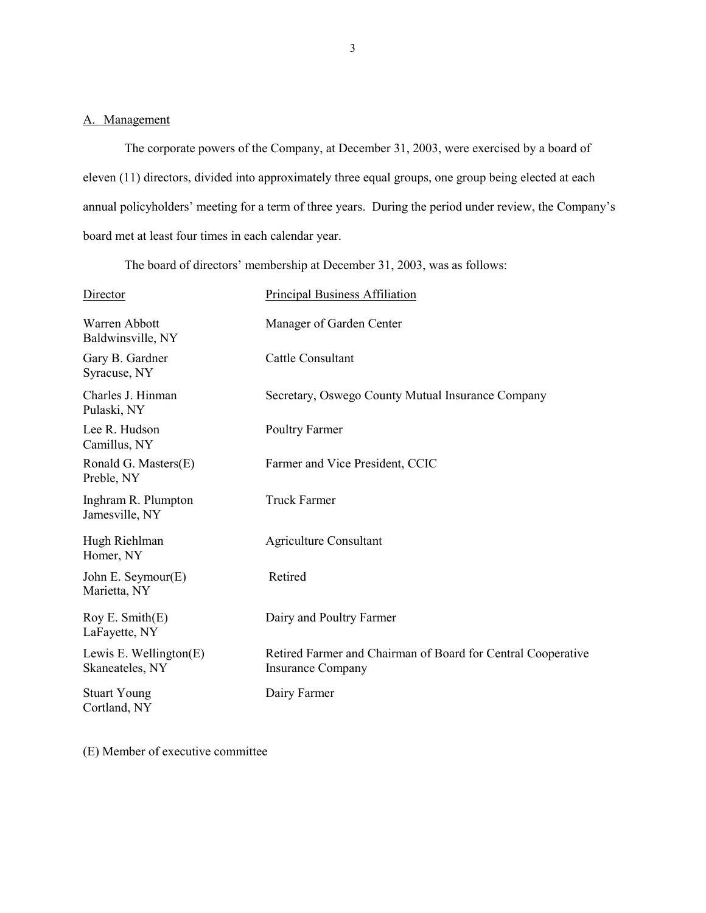## A. Management

The corporate powers of the Company, at December 31, 2003, were exercised by a board of eleven (11) directors, divided into approximately three equal groups, one group being elected at each annual policyholders' meeting for a term of three years. During the period under review, the Company's board met at least four times in each calendar year.

The board of directors' membership at December 31, 2003, was as follows:

| Director | Principal Business Affiliation |
|---|---|
| Warren Abbott<br>Baldwinsville, NY | Manager of Garden Center |
| Gary B. Gardner<br>Syracuse, NY | Cattle Consultant |
| Charles J. Hinman<br>Pulaski, NY | Secretary, Oswego County Mutual Insurance Company |
| Lee R. Hudson<br>Camillus, NY | Poultry Farmer |
| Ronald G. Masters(E)<br>Preble, NY | Farmer and Vice President, CCIC |
| Inghram R. Plumpton<br>Jamesville, NY | Truck Farmer |
| Hugh Riehlman<br>Homer, NY | Agriculture Consultant |
| John E. Seymour(E)<br>Marietta, NY | Retired |
| Roy E. Smith(E)<br>LaFayette, NY | Dairy and Poultry Farmer |
| Lewis E. Wellington(E)<br>Skaneateles, NY | Retired Farmer and Chairman of Board for Central Cooperative Insurance Company |
| Stuart Young<br>Cortland, NY | Dairy Farmer |

(E) Member of executive committee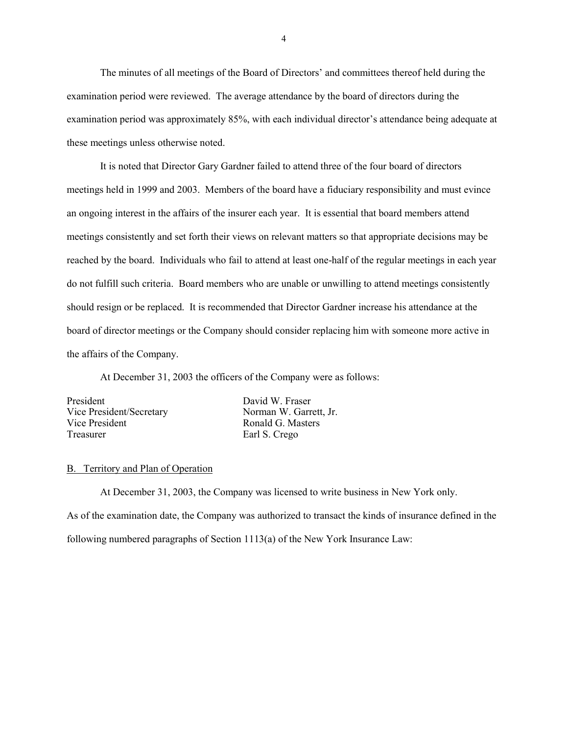The minutes of all meetings of the Board of Directors' and committees thereof held during the examination period were reviewed. The average attendance by the board of directors during the examination period was approximately 85%, with each individual director's attendance being adequate at these meetings unless otherwise noted.

It is noted that Director Gary Gardner failed to attend three of the four board of directors meetings held in 1999 and 2003. Members of the board have a fiduciary responsibility and must evince an ongoing interest in the affairs of the insurer each year. It is essential that board members attend meetings consistently and set forth their views on relevant matters so that appropriate decisions may be reached by the board. Individuals who fail to attend at least one-half of the regular meetings in each year do not fulfill such criteria. Board members who are unable or unwilling to attend meetings consistently should resign or be replaced. It is recommended that Director Gardner increase his attendance at the board of director meetings or the Company should consider replacing him with someone more active in the affairs of the Company.

At December 31, 2003 the officers of the Company were as follows:

| | |
|---|---|
| President | David W. Fraser |
| Vice President/Secretary | Norman W. Garrett, Jr. |
| Vice President | Ronald G. Masters |
| Treasurer | Earl S. Crego |

## B. Territory and Plan of Operation

At December 31, 2003, the Company was licensed to write business in New York only. As of the examination date, the Company was authorized to transact the kinds of insurance defined in the following numbered paragraphs of Section 1113(a) of the New York Insurance Law: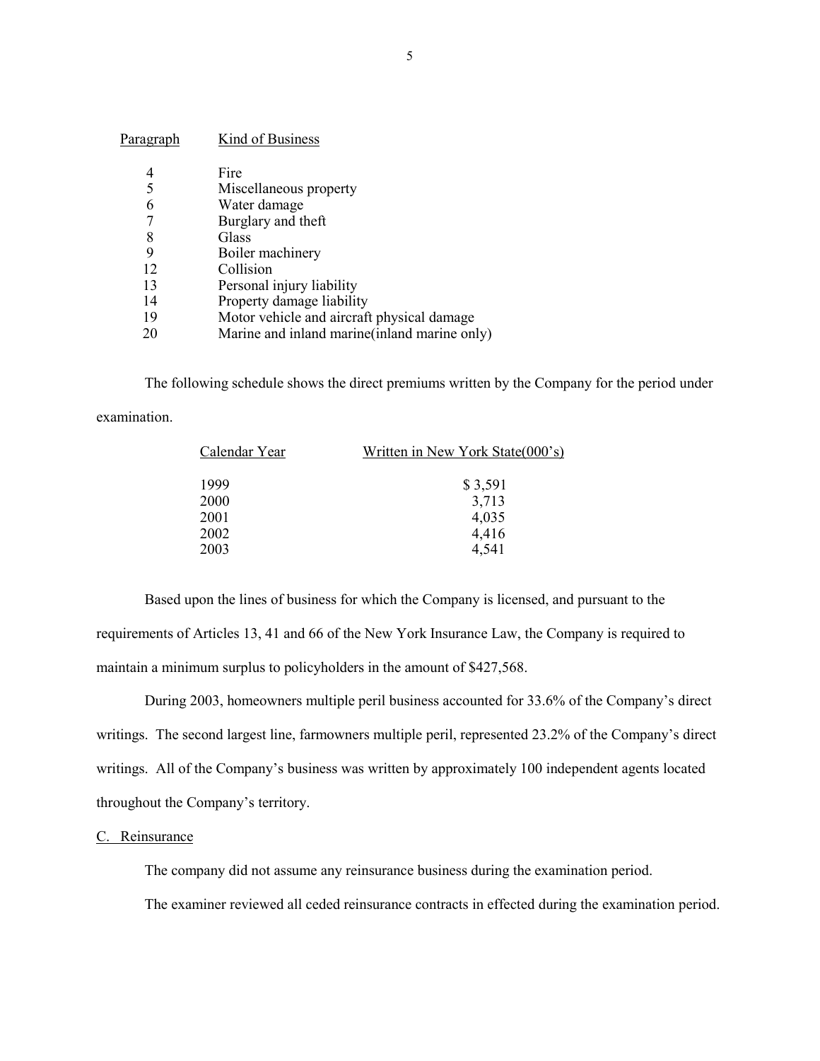| Paragraph | Kind of Business |
|---|---|
| 4 | Fire |
| 5 | Miscellaneous property |
| 6 | Water damage |
| 7 | Burglary and theft |
| 8 | Glass |
| 9 | Boiler machinery |
| 12 | Collision |
| 13 | Personal injury liability |
| 14 | Property damage liability |
| 19 | Motor vehicle and aircraft physical damage |
| 20 | Marine and inland marine(inland marine only) |

The following schedule shows the direct premiums written by the Company for the period under examination.

| Calendar Year | Written in New York State(000's) |
|---|---|
| 1999 | $ 3,591 |
| 2000 | 3,713 |
| 2001 | 4,035 |
| 2002 | 4,416 |
| 2003 | 4,541 |

Based upon the lines of business for which the Company is licensed, and pursuant to the requirements of Articles 13, 41 and 66 of the New York Insurance Law, the Company is required to maintain a minimum surplus to policyholders in the amount of $427,568.

During 2003, homeowners multiple peril business accounted for 33.6% of the Company's direct writings. The second largest line, farmowners multiple peril, represented 23.2% of the Company's direct writings. All of the Company's business was written by approximately 100 independent agents located throughout the Company's territory.

C. Reinsurance

The company did not assume any reinsurance business during the examination period.

The examiner reviewed all ceded reinsurance contracts in effected during the examination period.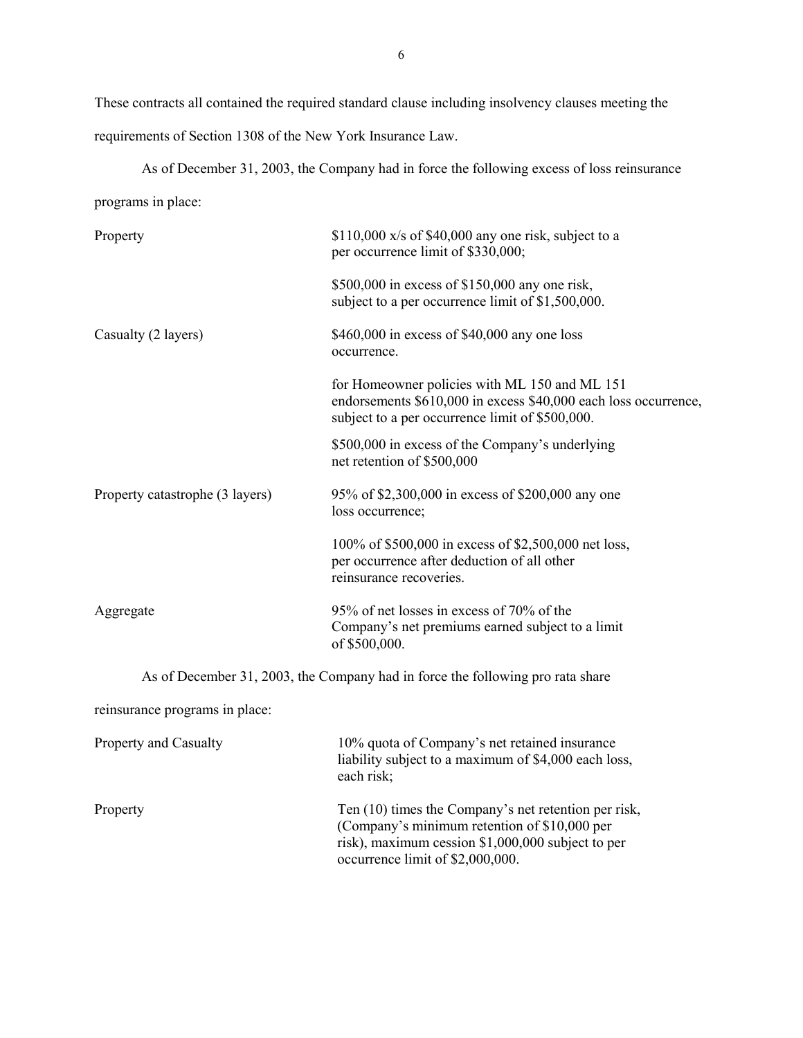These contracts all contained the required standard clause including insolvency clauses meeting the requirements of Section 1308 of the New York Insurance Law.

As of December 31, 2003, the Company had in force the following excess of loss reinsurance programs in place:

| | |
|---|---|
| Property | \$110,000 x/s of \$40,000 any one risk, subject to a per occurrence limit of \$330,000; |
| | \$500,000 in excess of \$150,000 any one risk, subject to a per occurrence limit of \$1,500,000. |
| Casualty (2 layers) | \$460,000 in excess of \$40,000 any one loss occurrence. |
| | for Homeowner policies with ML 150 and ML 151 endorsements \$610,000 in excess \$40,000 each loss occurrence, subject to a per occurrence limit of \$500,000. |
| | \$500,000 in excess of the Company's underlying net retention of \$500,000 |
| Property catastrophe (3 layers) | 95% of \$2,300,000 in excess of \$200,000 any one loss occurrence; |
| | 100% of \$500,000 in excess of \$2,500,000 net loss, per occurrence after deduction of all other reinsurance recoveries. |
| Aggregate | 95% of net losses in excess of 70% of the Company's net premiums earned subject to a limit of \$500,000. |

As of December 31, 2003, the Company had in force the following pro rata share reinsurance programs in place:

| | |
|---|---|
| Property and Casualty | 10% quota of Company's net retained insurance liability subject to a maximum of \$4,000 each loss, each risk; |
| Property | Ten (10) times the Company's net retention per risk, (Company's minimum retention of \$10,000 per risk), maximum cession \$1,000,000 subject to per occurrence limit of \$2,000,000. |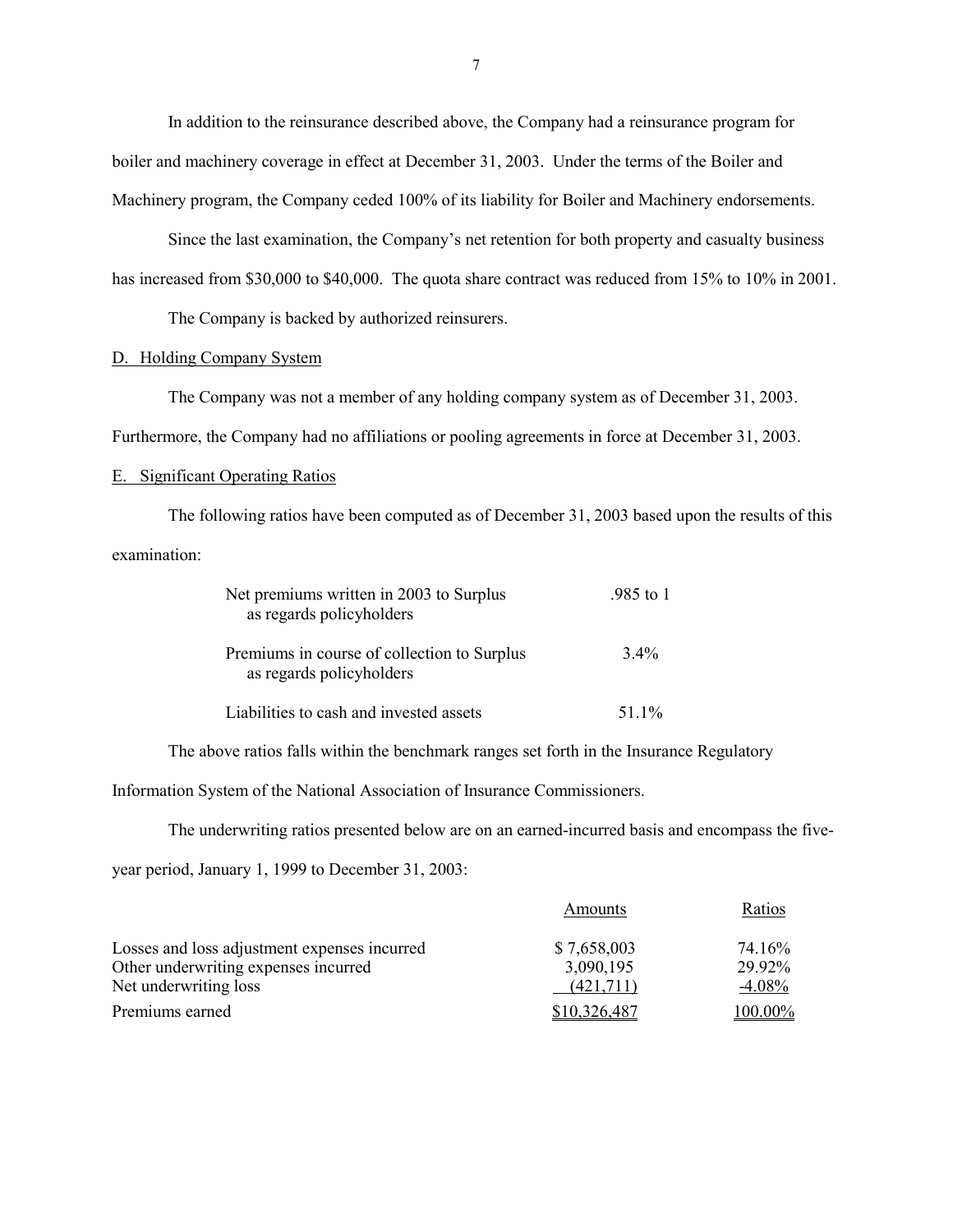In addition to the reinsurance described above, the Company had a reinsurance program for boiler and machinery coverage in effect at December 31, 2003. Under the terms of the Boiler and Machinery program, the Company ceded 100% of its liability for Boiler and Machinery endorsements.

Since the last examination, the Company's net retention for both property and casualty business has increased from $30,000 to $40,000. The quota share contract was reduced from 15% to 10% in 2001.

The Company is backed by authorized reinsurers.

## D. Holding Company System

The Company was not a member of any holding company system as of December 31, 2003. Furthermore, the Company had no affiliations or pooling agreements in force at December 31, 2003.

## E. Significant Operating Ratios

The following ratios have been computed as of December 31, 2003 based upon the results of this examination:

| | |
|---|---|
| Net premiums written in 2003 to Surplus as regards policyholders | .985 to 1 |
| Premiums in course of collection to Surplus as regards policyholders | 3.4% |
| Liabilities to cash and invested assets | 51.1% |

The above ratios falls within the benchmark ranges set forth in the Insurance Regulatory Information System of the National Association of Insurance Commissioners.

The underwriting ratios presented below are on an earned-incurred basis and encompass the five-year period, January 1, 1999 to December 31, 2003:

| | Amounts | Ratios |
|---|---|---|
| Losses and loss adjustment expenses incurred | $ 7,658,003 | 74.16% |
| Other underwriting expenses incurred | 3,090,195 | 29.92% |
| Net underwriting loss | (421,711) | -4.08% |
| Premiums earned | $10,326,487 | 100.00% |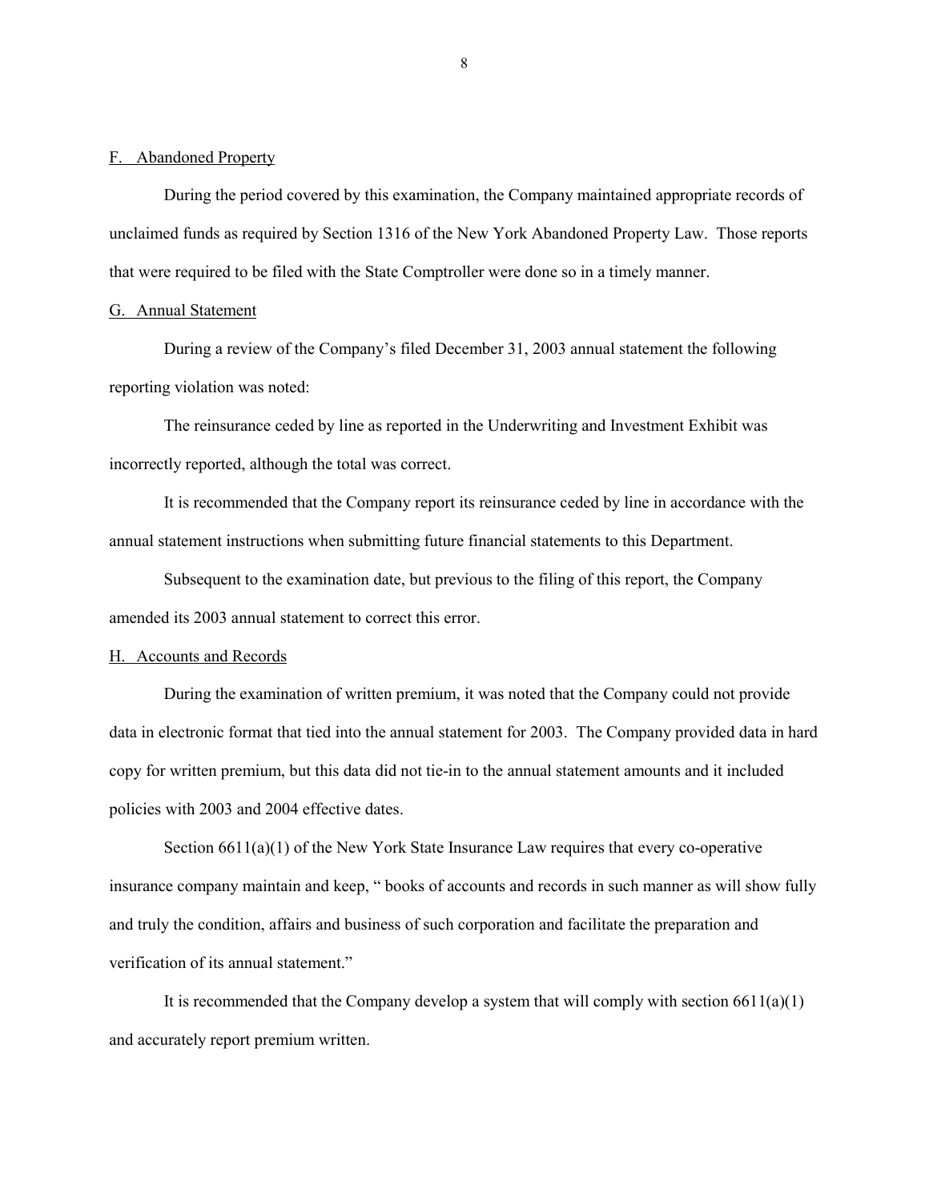## F. Abandoned Property

During the period covered by this examination, the Company maintained appropriate records of unclaimed funds as required by Section 1316 of the New York Abandoned Property Law. Those reports that were required to be filed with the State Comptroller were done so in a timely manner.

## G. Annual Statement

During a review of the Company's filed December 31, 2003 annual statement the following reporting violation was noted:

The reinsurance ceded by line as reported in the Underwriting and Investment Exhibit was incorrectly reported, although the total was correct.

It is recommended that the Company report its reinsurance ceded by line in accordance with the annual statement instructions when submitting future financial statements to this Department.

Subsequent to the examination date, but previous to the filing of this report, the Company amended its 2003 annual statement to correct this error.

## H. Accounts and Records

During the examination of written premium, it was noted that the Company could not provide data in electronic format that tied into the annual statement for 2003. The Company provided data in hard copy for written premium, but this data did not tie-in to the annual statement amounts and it included policies with 2003 and 2004 effective dates.

Section 6611(a)(1) of the New York State Insurance Law requires that every co-operative insurance company maintain and keep, " books of accounts and records in such manner as will show fully and truly the condition, affairs and business of such corporation and facilitate the preparation and verification of its annual statement."

It is recommended that the Company develop a system that will comply with section 6611(a)(1) and accurately report premium written.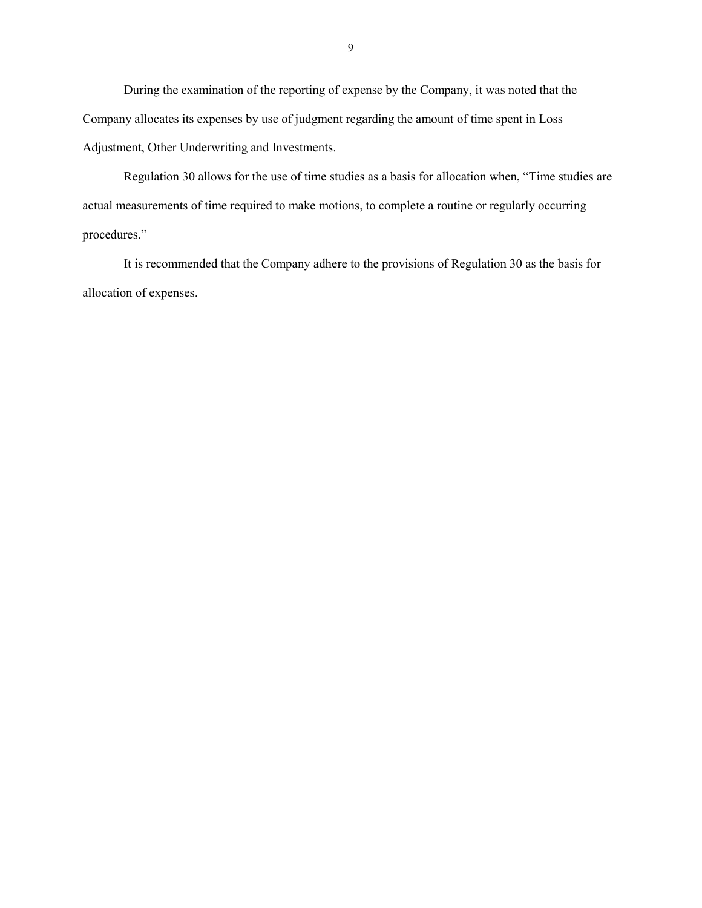During the examination of the reporting of expense by the Company, it was noted that the Company allocates its expenses by use of judgment regarding the amount of time spent in Loss Adjustment, Other Underwriting and Investments.

Regulation 30 allows for the use of time studies as a basis for allocation when, “Time studies are actual measurements of time required to make motions, to complete a routine or regularly occurring procedures.”

It is recommended that the Company adhere to the provisions of Regulation 30 as the basis for allocation of expenses.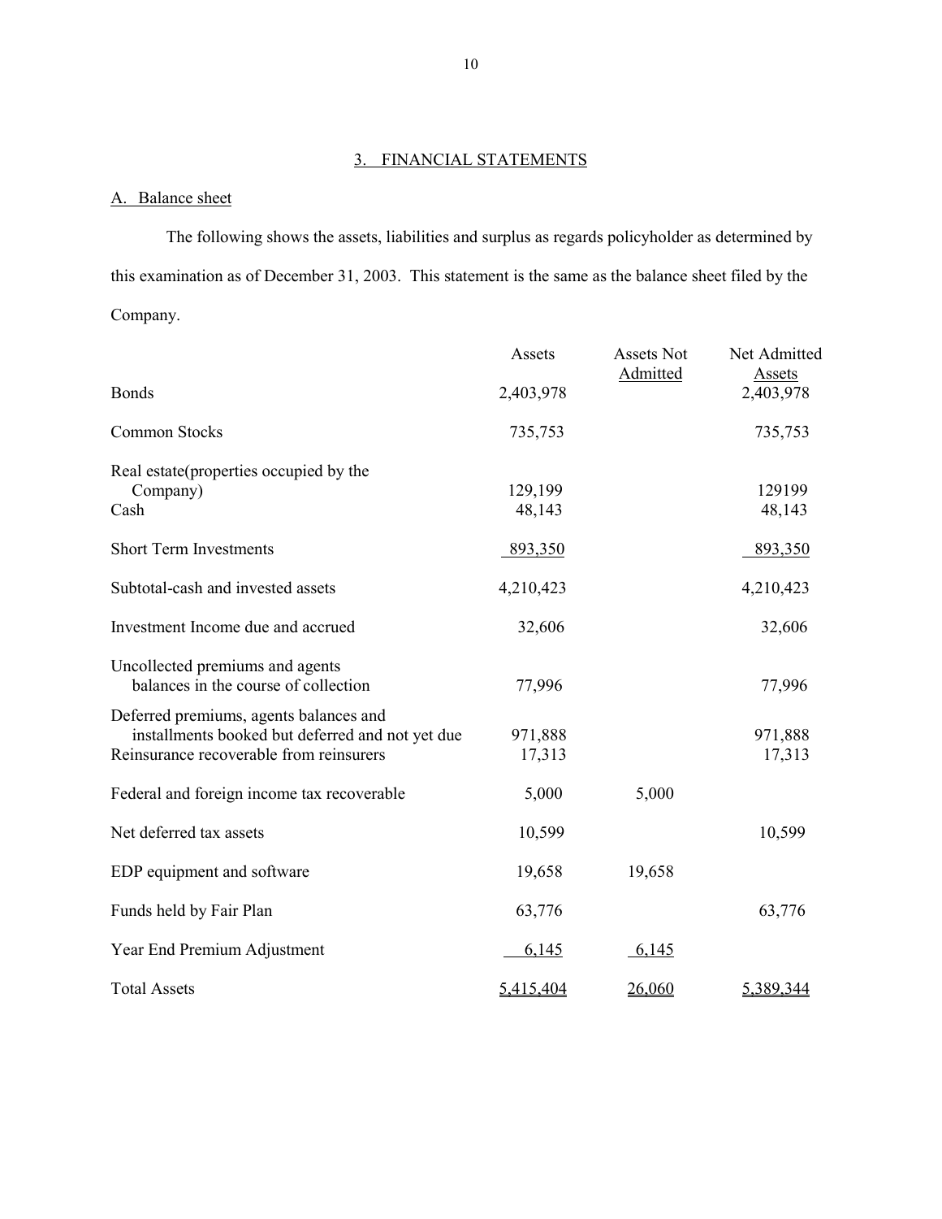## 3. FINANCIAL STATEMENTS

### A. Balance sheet

The following shows the assets, liabilities and surplus as regards policyholder as determined by this examination as of December 31, 2003. This statement is the same as the balance sheet filed by the Company.

| | Assets | Assets Not Admitted | Net Admitted Assets |
|---|---|---|---|
| Bonds | 2,403,978 | | 2,403,978 |
| Common Stocks | 735,753 | | 735,753 |
| Real estate(properties occupied by the Company) | 129,199 | | 129199 |
| Cash | 48,143 | | 48,143 |
| Short Term Investments | 893,350 | | 893,350 |
| Subtotal-cash and invested assets | 4,210,423 | | 4,210,423 |
| Investment Income due and accrued | 32,606 | | 32,606 |
| Uncollected premiums and agents balances in the course of collection | 77,996 | | 77,996 |
| Deferred premiums, agents balances and installments booked but deferred and not yet due | 971,888 | | 971,888 |
| Reinsurance recoverable from reinsurers | 17,313 | | 17,313 |
| Federal and foreign income tax recoverable | 5,000 | 5,000 | |
| Net deferred tax assets | 10,599 | | 10,599 |
| EDP equipment and software | 19,658 | 19,658 | |
| Funds held by Fair Plan | 63,776 | | 63,776 |
| Year End Premium Adjustment | 6,145 | 6,145 | |
| Total Assets | 5,415,404 | 26,060 | 5,389,344 |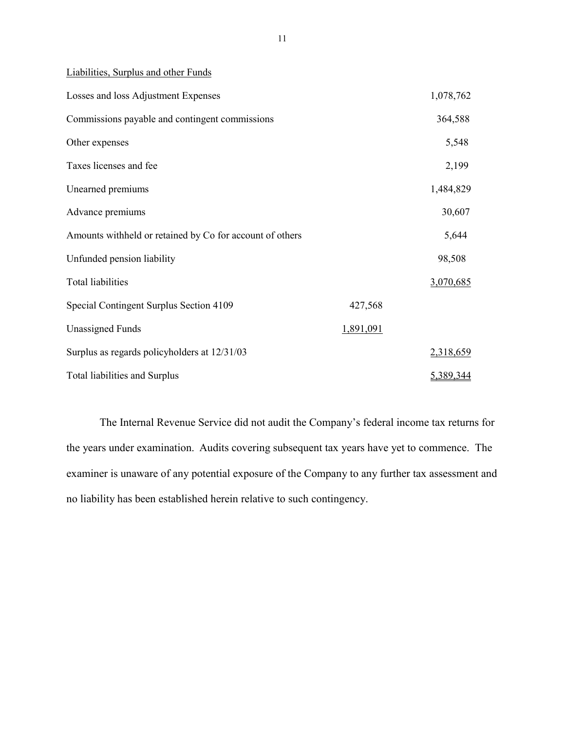Liabilities, Surplus and other Funds

| | | |
|---|---|---|
| Losses and loss Adjustment Expenses | | 1,078,762 |
| Commissions payable and contingent commissions | | 364,588 |
| Other expenses | | 5,548 |
| Taxes licenses and fee | | 2,199 |
| Unearned premiums | | 1,484,829 |
| Advance premiums | | 30,607 |
| Amounts withheld or retained by Co for account of others | | 5,644 |
| Unfunded pension liability | | 98,508 |
| Total liabilities | | 3,070,685 |
| Special Contingent Surplus Section 4109 | 427,568 | |
| Unassigned Funds | 1,891,091 | |
| Surplus as regards policyholders at 12/31/03 | | 2,318,659 |
| Total liabilities and Surplus | | 5,389,344 |

The Internal Revenue Service did not audit the Company's federal income tax returns for the years under examination. Audits covering subsequent tax years have yet to commence. The examiner is unaware of any potential exposure of the Company to any further tax assessment and no liability has been established herein relative to such contingency.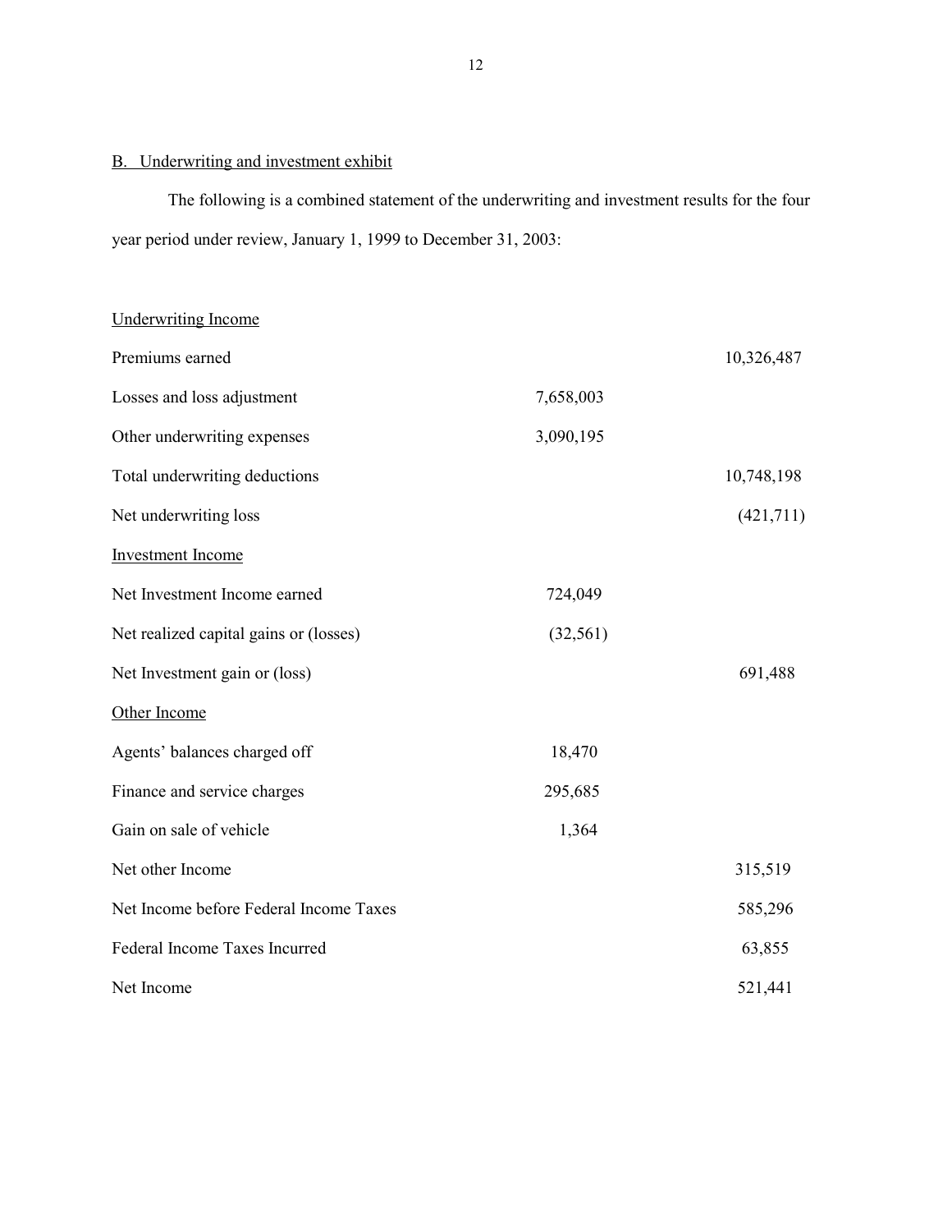## B. Underwriting and investment exhibit

The following is a combined statement of the underwriting and investment results for the four year period under review, January 1, 1999 to December 31, 2003:

| | | |
|---|---|---|
| Underwriting Income | | |
| Premiums earned | | 10,326,487 |
| Losses and loss adjustment | 7,658,003 | |
| Other underwriting expenses | 3,090,195 | |
| Total underwriting deductions | | 10,748,198 |
| Net underwriting loss | | (421,711) |
| Investment Income | | |
| Net Investment Income earned | 724,049 | |
| Net realized capital gains or (losses) | (32,561) | |
| Net Investment gain or (loss) | | 691,488 |
| Other Income | | |
| Agents' balances charged off | 18,470 | |
| Finance and service charges | 295,685 | |
| Gain on sale of vehicle | 1,364 | |
| Net other Income | | 315,519 |
| Net Income before Federal Income Taxes | | 585,296 |
| Federal Income Taxes Incurred | | 63,855 |
| Net Income | | 521,441 |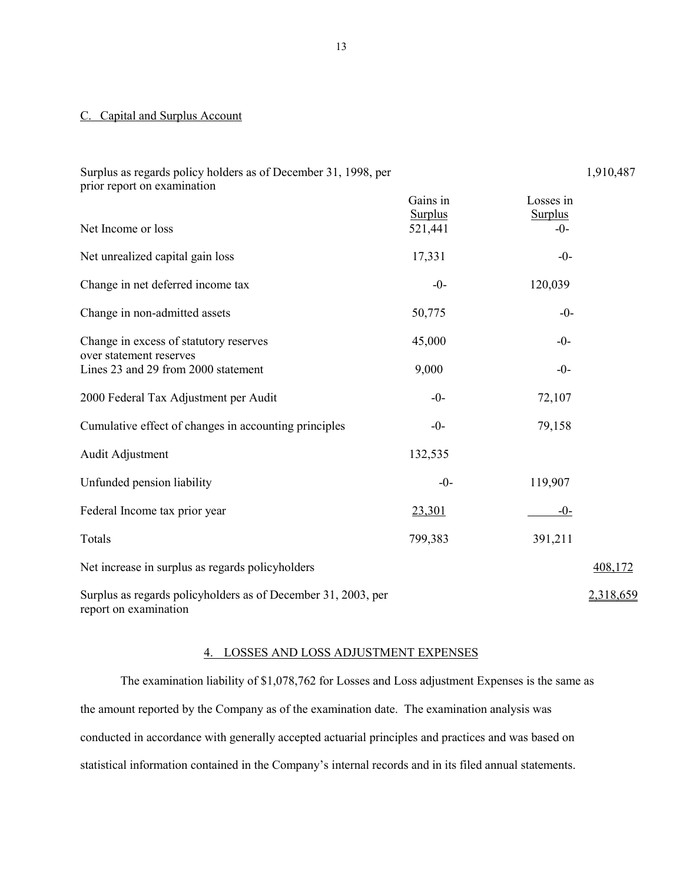## C. Capital and Surplus Account

| | Gains in Surplus | Losses in Surplus | |
|---|---|---|---|
| Surplus as regards policy holders as of December 31, 1998, per prior report on examination | | | 1,910,487 |
| Net Income or loss | 521,441 | -0- | |
| Net unrealized capital gain loss | 17,331 | -0- | |
| Change in net deferred income tax | -0- | 120,039 | |
| Change in non-admitted assets | 50,775 | -0- | |
| Change in excess of statutory reserves over statement reserves | 45,000 | -0- | |
| Lines 23 and 29 from 2000 statement | 9,000 | -0- | |
| 2000 Federal Tax Adjustment per Audit | -0- | 72,107 | |
| Cumulative effect of changes in accounting principles | -0- | 79,158 | |
| Audit Adjustment | 132,535 | | |
| Unfunded pension liability | -0- | 119,907 | |
| Federal Income tax prior year | 23,301 | -0- | |
| Totals | 799,383 | 391,211 | |
| Net increase in surplus as regards policyholders | | | 408,172 |
| Surplus as regards policyholders as of December 31, 2003, per report on examination | | | 2,318,659 |

## 4. LOSSES AND LOSS ADJUSTMENT EXPENSES

The examination liability of $1,078,762 for Losses and Loss adjustment Expenses is the same as the amount reported by the Company as of the examination date. The examination analysis was conducted in accordance with generally accepted actuarial principles and practices and was based on statistical information contained in the Company's internal records and in its filed annual statements.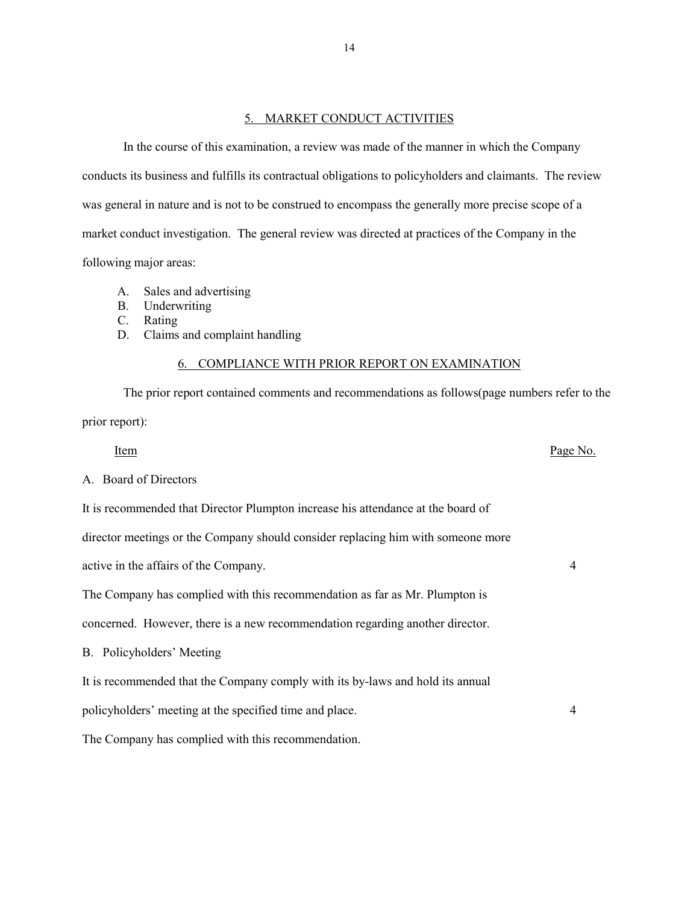## 5. MARKET CONDUCT ACTIVITIES

In the course of this examination, a review was made of the manner in which the Company conducts its business and fulfills its contractual obligations to policyholders and claimants. The review was general in nature and is not to be construed to encompass the generally more precise scope of a market conduct investigation. The general review was directed at practices of the Company in the following major areas:

A. Sales and advertising
B. Underwriting
C. Rating
D. Claims and complaint handling

## 6. COMPLIANCE WITH PRIOR REPORT ON EXAMINATION

The prior report contained comments and recommendations as follows(page numbers refer to the prior report):

| Item | Page No. |
|---|---|
| A. Board of Directors | |
| It is recommended that Director Plumpton increase his attendance at the board of director meetings or the Company should consider replacing him with someone more active in the affairs of the Company. | 4 |
| The Company has complied with this recommendation as far as Mr. Plumpton is concerned. However, there is a new recommendation regarding another director. | |
| B. Policyholders' Meeting | |
| It is recommended that the Company comply with its by-laws and hold its annual policyholders' meeting at the specified time and place. | 4 |
| The Company has complied with this recommendation. | |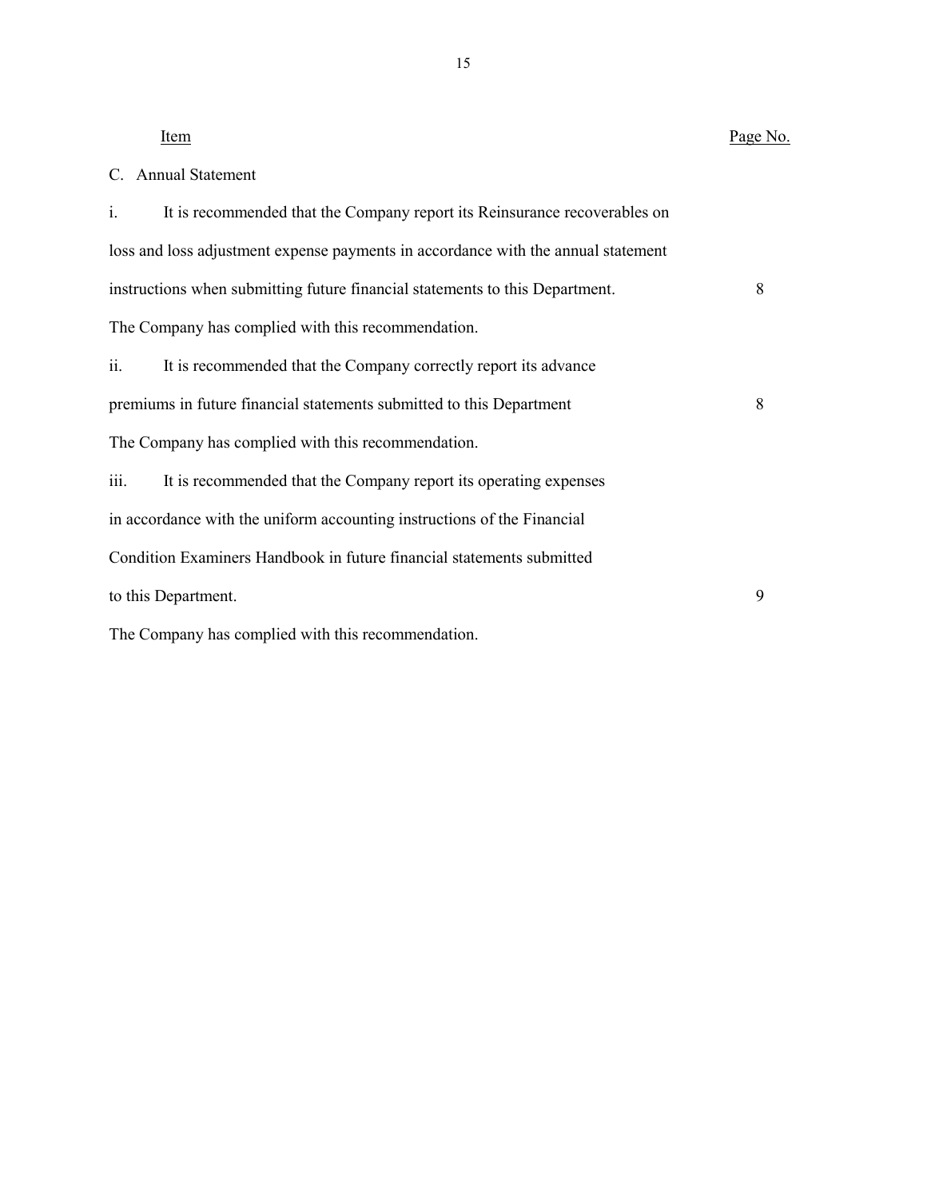| Item | Page No. |
|---|---|
| C. Annual Statement | |
| i. It is recommended that the Company report its Reinsurance recoverables on loss and loss adjustment expense payments in accordance with the annual statement instructions when submitting future financial statements to this Department. | 8 |
| The Company has complied with this recommendation. | |
| ii. It is recommended that the Company correctly report its advance premiums in future financial statements submitted to this Department | 8 |
| The Company has complied with this recommendation. | |
| iii. It is recommended that the Company report its operating expenses in accordance with the uniform accounting instructions of the Financial Condition Examiners Handbook in future financial statements submitted to this Department. | 9 |
| The Company has complied with this recommendation. | |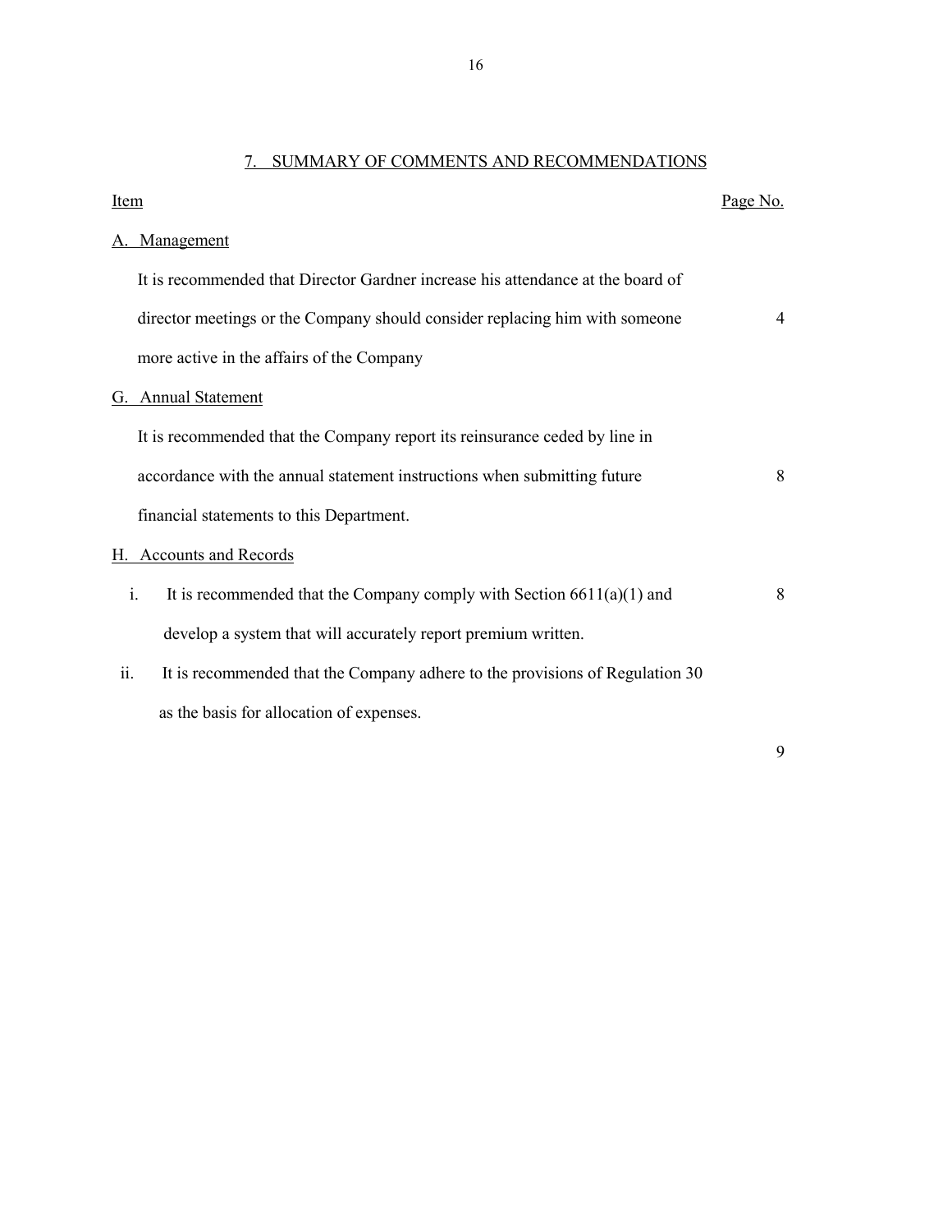## 7. SUMMARY OF COMMENTS AND RECOMMENDATIONS

| Item | Page No. |
|---|---|
| A. Management | |
| It is recommended that Director Gardner increase his attendance at the board of director meetings or the Company should consider replacing him with someone more active in the affairs of the Company | 4 |
| G. Annual Statement | |
| It is recommended that the Company report its reinsurance ceded by line in accordance with the annual statement instructions when submitting future financial statements to this Department. | 8 |
| H. Accounts and Records | |
| i. It is recommended that the Company comply with Section 6611(a)(1) and develop a system that will accurately report premium written. | 8 |
| ii. It is recommended that the Company adhere to the provisions of Regulation 30 as the basis for allocation of expenses. | 9 |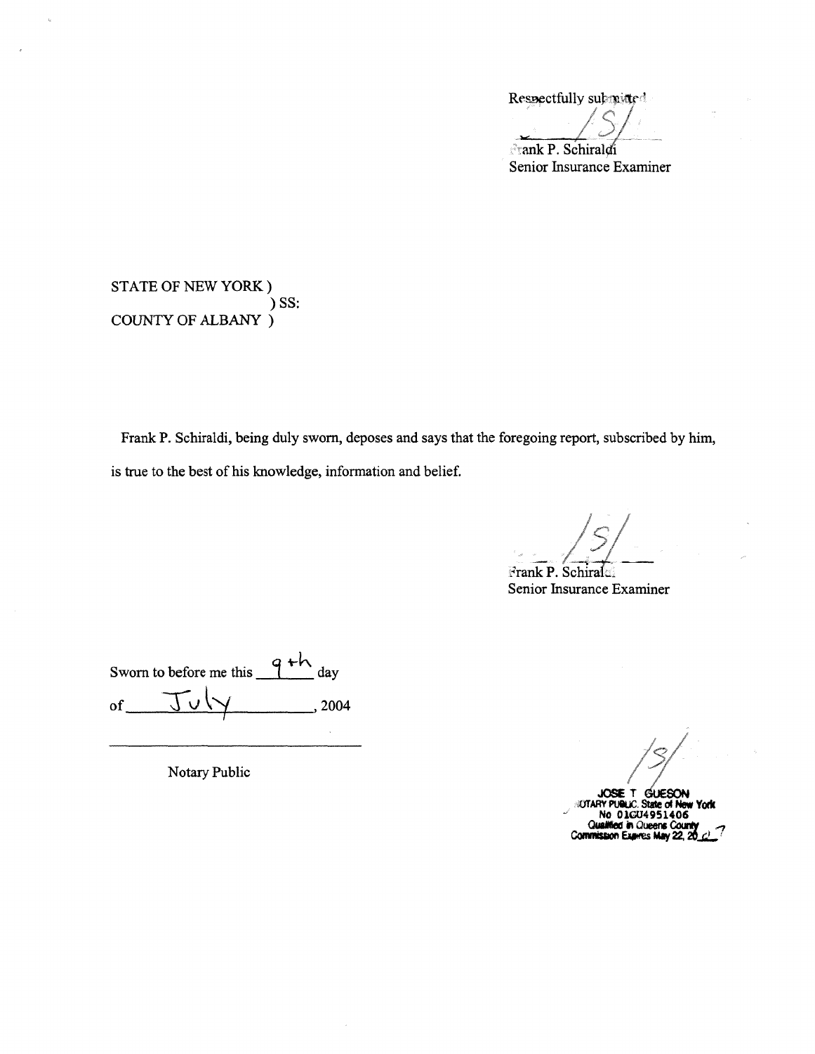Respectfully submitted

/S/

Frank P. Schiraldi
Senior Insurance Examiner

STATE OF NEW YORK )
) SS:
COUNTY OF ALBANY )

Frank P. Schiraldi, being duly sworn, deposes and says that the foregoing report, subscribed by him, is true to the best of his knowledge, information and belief.

/S/

Frank P. Schiraldi
Senior Insurance Examiner

Sworn to before me this 9th day

of July, 2004

Notary Public

/S/

JOSE T GUESON
NOTARY PUBLIC, State of New York
No 01GU4951406
Qualified in Queens County
Commission Expires May 22, 2007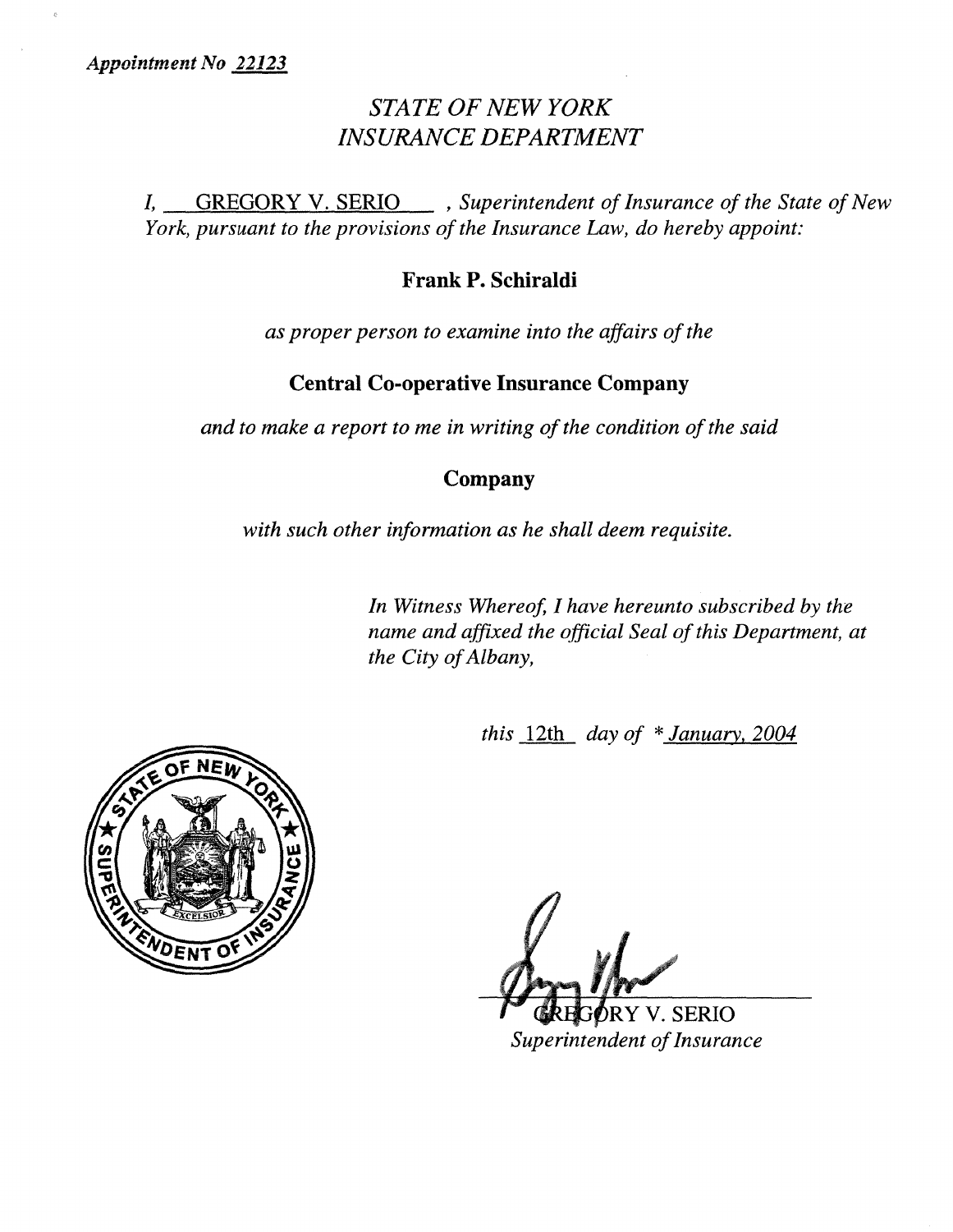*Appointment No 22123*

# *STATE OF NEW YORK*
## *INSURANCE DEPARTMENT*

*I,* GREGORY V. SERIO *, Superintendent of Insurance of the State of New York, pursuant to the provisions of the Insurance Law, do hereby appoint:*

**Frank P. Schiraldi**

*as proper person to examine into the affairs of the*

**Central Co-operative Insurance Company**

*and to make a report to me in writing of the condition of the said*

**Company**

*with such other information as he shall deem requisite.*

*In Witness Whereof, I have hereunto subscribed by the name and affixed the official Seal of this Department, at the City of Albany,*

*this* 12th *day of* \* *January, 2004*

GREGORY V. SERIO
*Superintendent of Insurance*